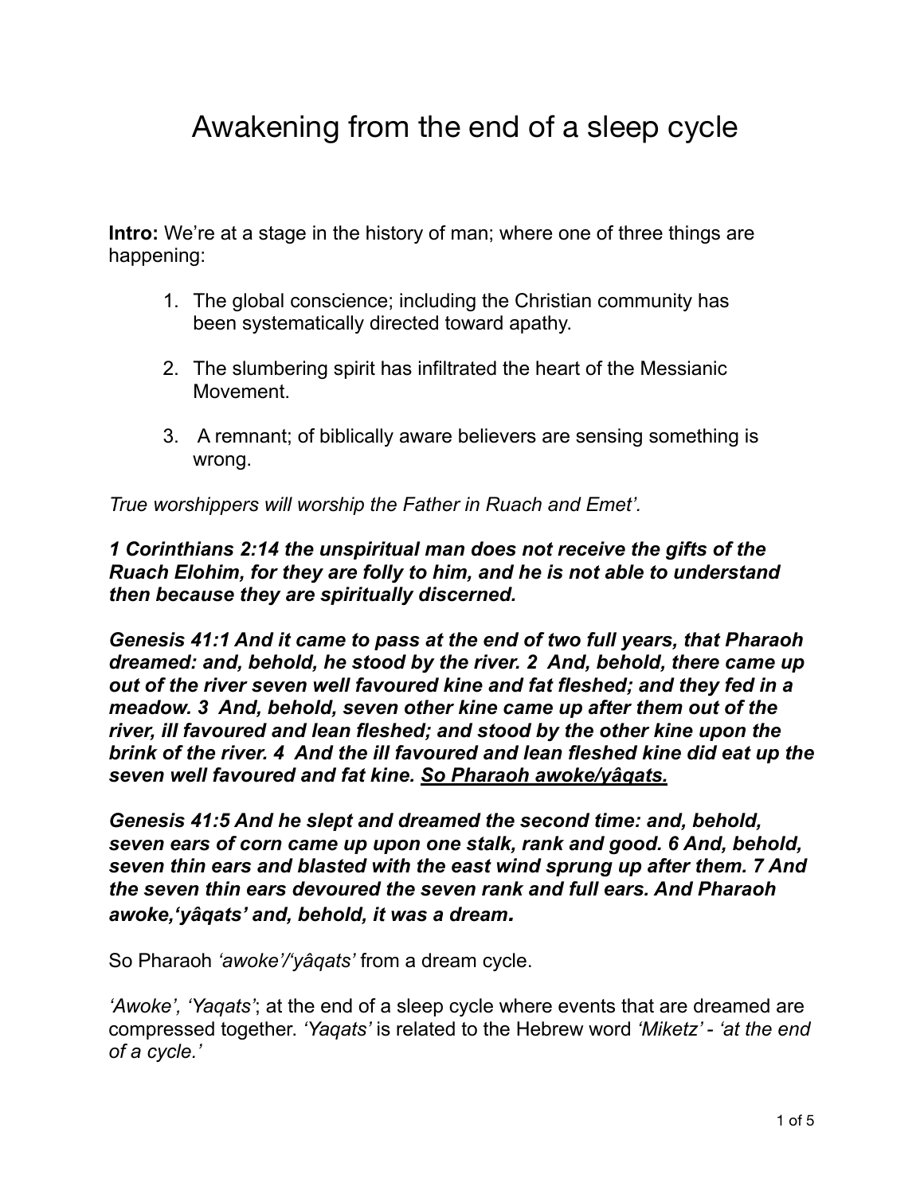# Awakening from the end of a sleep cycle

**Intro:** We're at a stage in the history of man; where one of three things are happening:

1. The global conscience; including the Christian community has been systematically directed toward apathy.
2. The slumbering spirit has infiltrated the heart of the Messianic Movement.
3. A remnant; of biblically aware believers are sensing something is wrong.

*True worshippers will worship the Father in Ruach and Emet'.*

***1 Corinthians 2:14 the unspiritual man does not receive the gifts of the Ruach Elohim, for they are folly to him, and he is not able to understand then because they are spiritually discerned.***

***Genesis 41:1 And it came to pass at the end of two full years, that Pharaoh dreamed: and, behold, he stood by the river. 2 And, behold, there came up out of the river seven well favoured kine and fat fleshed; and they fed in a meadow. 3 And, behold, seven other kine came up after them out of the river, ill favoured and lean fleshed; and stood by the other kine upon the brink of the river. 4 And the ill favoured and lean fleshed kine did eat up the seven well favoured and fat kine. <u>So Pharaoh awoke/yâqats.</u>***

***Genesis 41:5 And he slept and dreamed the second time: and, behold, seven ears of corn came up upon one stalk, rank and good. 6 And, behold, seven thin ears and blasted with the east wind sprung up after them. 7 And the seven thin ears devoured the seven rank and full ears. And Pharaoh awoke,'yâqats' and, behold, it was a dream.***

So Pharaoh *'awoke'/'yâqats'* from a dream cycle.

*'Awoke', 'Yaqats'*; at the end of a sleep cycle where events that are dreamed are compressed together. *'Yaqats'* is related to the Hebrew word *'Miketz' - 'at the end of a cycle.'*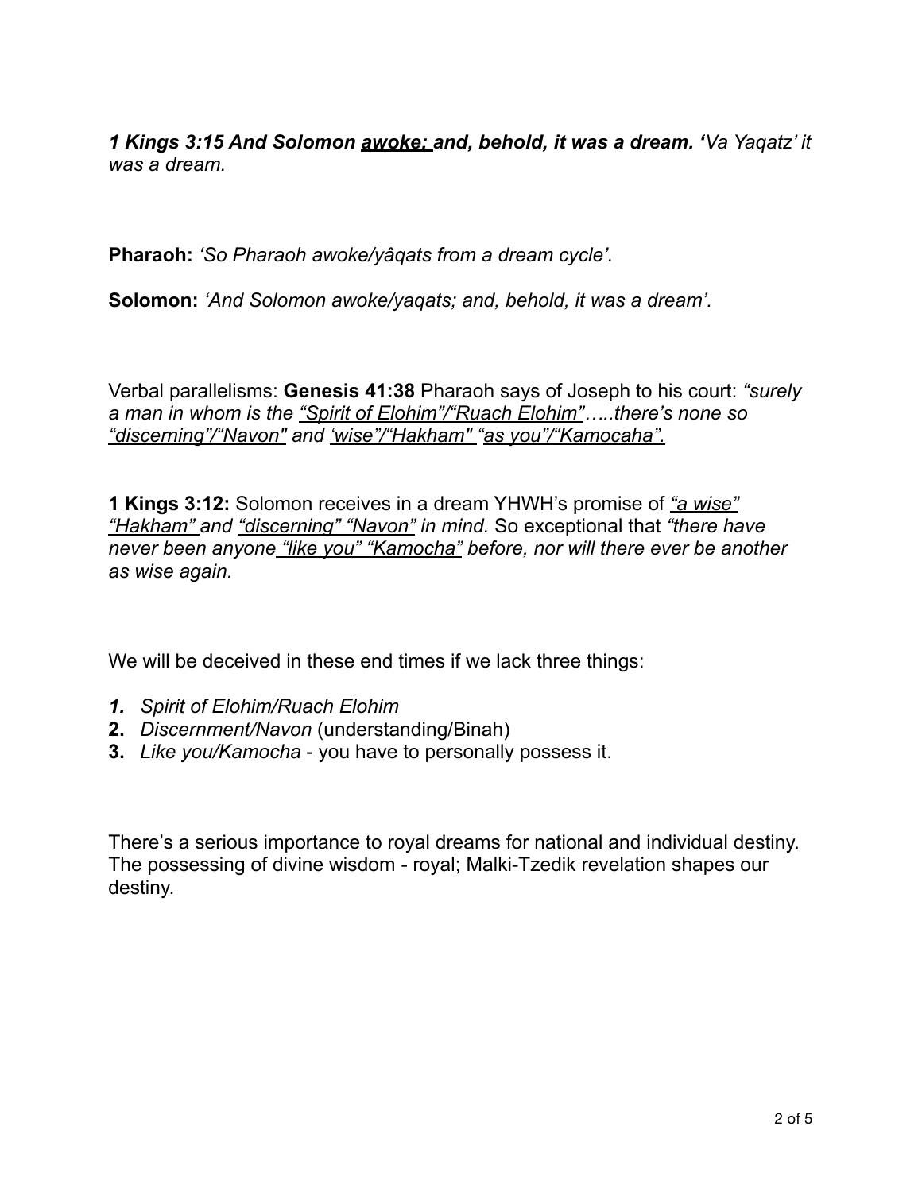***1 Kings 3:15 And Solomon <u>awoke;</u> and, behold, it was a dream. '****Va Yaqatz' it was a dream.*

**Pharaoh:** *'So Pharaoh awoke/yâqats from a dream cycle'.*

**Solomon:** *'And Solomon awoke/yaqats; and, behold, it was a dream'.*

Verbal parallelisms: **Genesis 41:38** Pharaoh says of Joseph to his court: *"surely a man in whom is the <u>"Spirit of Elohim"/"Ruach Elohim"</u>…..there's none so <u>"discerning"/"Navon"</u> and <u>'wise"/"Hakham"</u> <u>"as you"/"Kamocaha".</u>*

**1 Kings 3:12:** Solomon receives in a dream YHWH's promise of *<u>"a wise" "Hakham"</u> and <u>"discerning" "Navon"</u> in mind.* So exceptional that *"there have never been anyone <u>"like you" "Kamocha"</u> before, nor will there ever be another as wise again.*

We will be deceived in these end times if we lack three things:

1. *Spirit of Elohim/Ruach Elohim*
2. *Discernment/Navon* (understanding/Binah)
3. *Like you/Kamocha* - you have to personally possess it.

There's a serious importance to royal dreams for national and individual destiny. The possessing of divine wisdom - royal; Malki-Tzedik revelation shapes our destiny.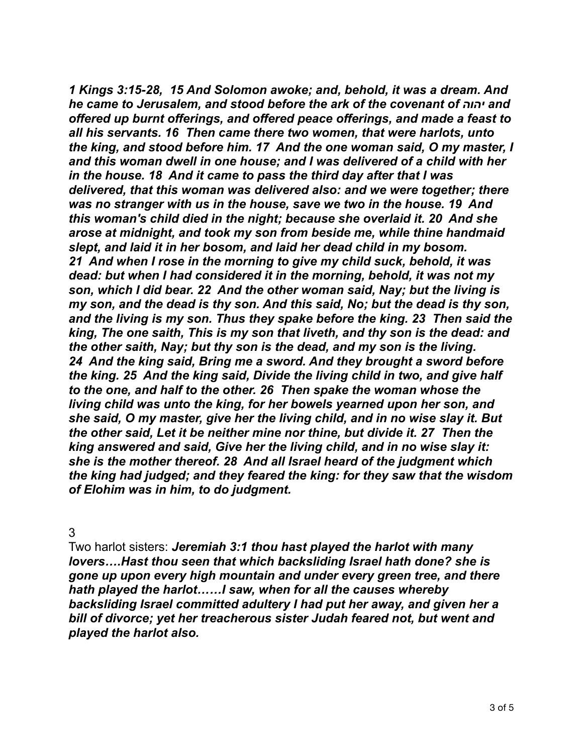***1 Kings 3:15-28, 15 And Solomon awoke; and, behold, it was a dream. And he came to Jerusalem, and stood before the ark of the covenant of יהוה and offered up burnt offerings, and offered peace offerings, and made a feast to all his servants. 16 Then came there two women, that were harlots, unto the king, and stood before him. 17 And the one woman said, O my master, I and this woman dwell in one house; and I was delivered of a child with her in the house. 18 And it came to pass the third day after that I was delivered, that this woman was delivered also: and we were together; there was no stranger with us in the house, save we two in the house. 19 And this woman's child died in the night; because she overlaid it. 20 And she arose at midnight, and took my son from beside me, while thine handmaid slept, and laid it in her bosom, and laid her dead child in my bosom. 21 And when I rose in the morning to give my child suck, behold, it was dead: but when I had considered it in the morning, behold, it was not my son, which I did bear. 22 And the other woman said, Nay; but the living is my son, and the dead is thy son. And this said, No; but the dead is thy son, and the living is my son. Thus they spake before the king. 23 Then said the king, The one saith, This is my son that liveth, and thy son is the dead: and the other saith, Nay; but thy son is the dead, and my son is the living. 24 And the king said, Bring me a sword. And they brought a sword before the king. 25 And the king said, Divide the living child in two, and give half to the one, and half to the other. 26 Then spake the woman whose the living child was unto the king, for her bowels yearned upon her son, and she said, O my master, give her the living child, and in no wise slay it. But the other said, Let it be neither mine nor thine, but divide it. 27 Then the king answered and said, Give her the living child, and in no wise slay it: she is the mother thereof. 28 And all Israel heard of the judgment which the king had judged; and they feared the king: for they saw that the wisdom of Elohim was in him, to do judgment.***

3

Two harlot sisters: ***Jeremiah 3:1 thou hast played the harlot with many lovers….Hast thou seen that which backsliding Israel hath done? she is gone up upon every high mountain and under every green tree, and there hath played the harlot……I saw, when for all the causes whereby backsliding Israel committed adultery I had put her away, and given her a bill of divorce; yet her treacherous sister Judah feared not, but went and played the harlot also.***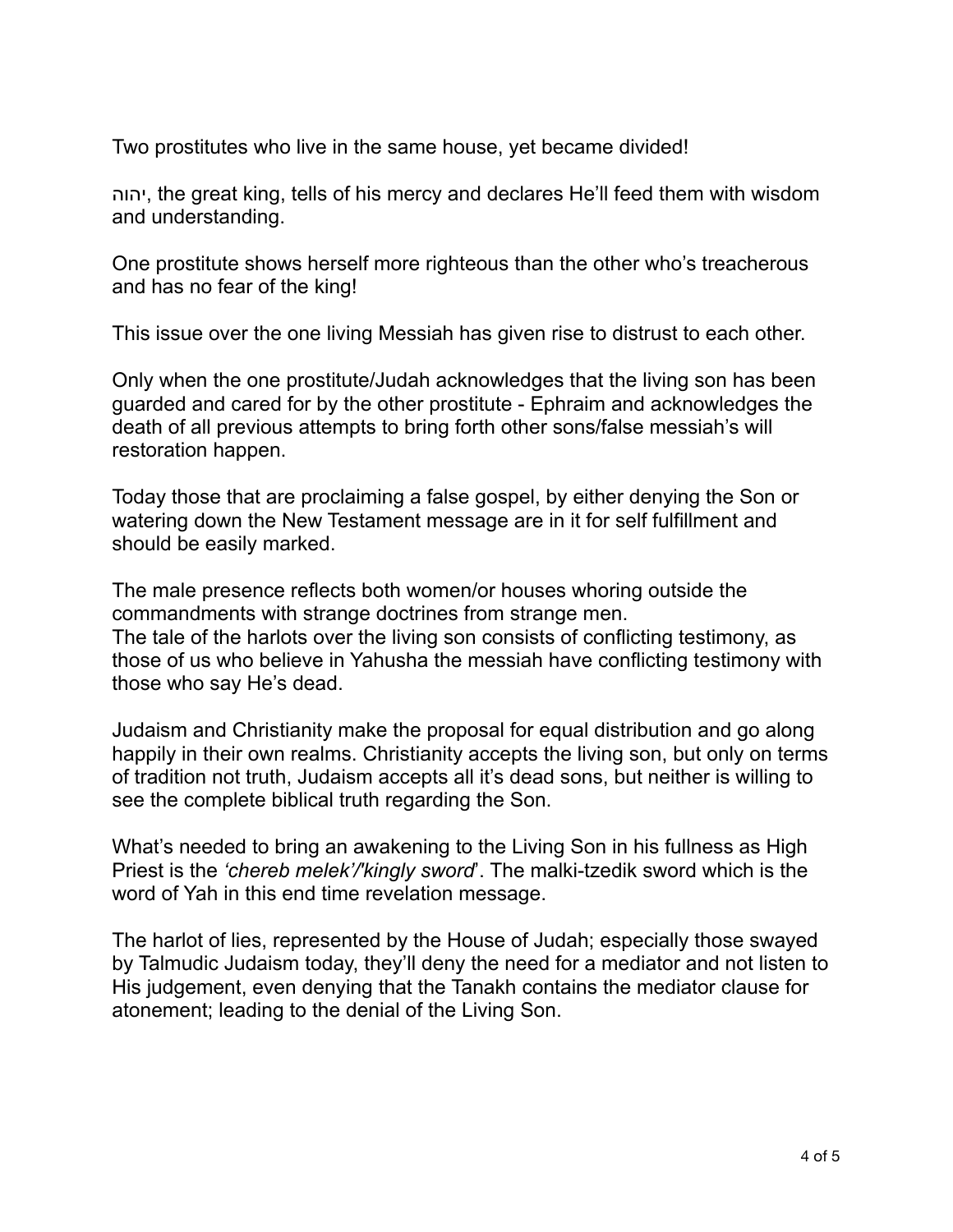Two prostitutes who live in the same house, yet became divided!

יהוה, the great king, tells of his mercy and declares He'll feed them with wisdom and understanding.

One prostitute shows herself more righteous than the other who's treacherous and has no fear of the king!

This issue over the one living Messiah has given rise to distrust to each other.

Only when the one prostitute/Judah acknowledges that the living son has been guarded and cared for by the other prostitute - Ephraim and acknowledges the death of all previous attempts to bring forth other sons/false messiah's will restoration happen.

Today those that are proclaiming a false gospel, by either denying the Son or watering down the New Testament message are in it for self fulfillment and should be easily marked.

The male presence reflects both women/or houses whoring outside the commandments with strange doctrines from strange men.
The tale of the harlots over the living son consists of conflicting testimony, as those of us who believe in Yahusha the messiah have conflicting testimony with those who say He's dead.

Judaism and Christianity make the proposal for equal distribution and go along happily in their own realms. Christianity accepts the living son, but only on terms of tradition not truth, Judaism accepts all it's dead sons, but neither is willing to see the complete biblical truth regarding the Son.

What's needed to bring an awakening to the Living Son in his fullness as High Priest is the *'chereb melek'/'kingly sword'*. The malki-tzedik sword which is the word of Yah in this end time revelation message.

The harlot of lies, represented by the House of Judah; especially those swayed by Talmudic Judaism today, they'll deny the need for a mediator and not listen to His judgement, even denying that the Tanakh contains the mediator clause for atonement; leading to the denial of the Living Son.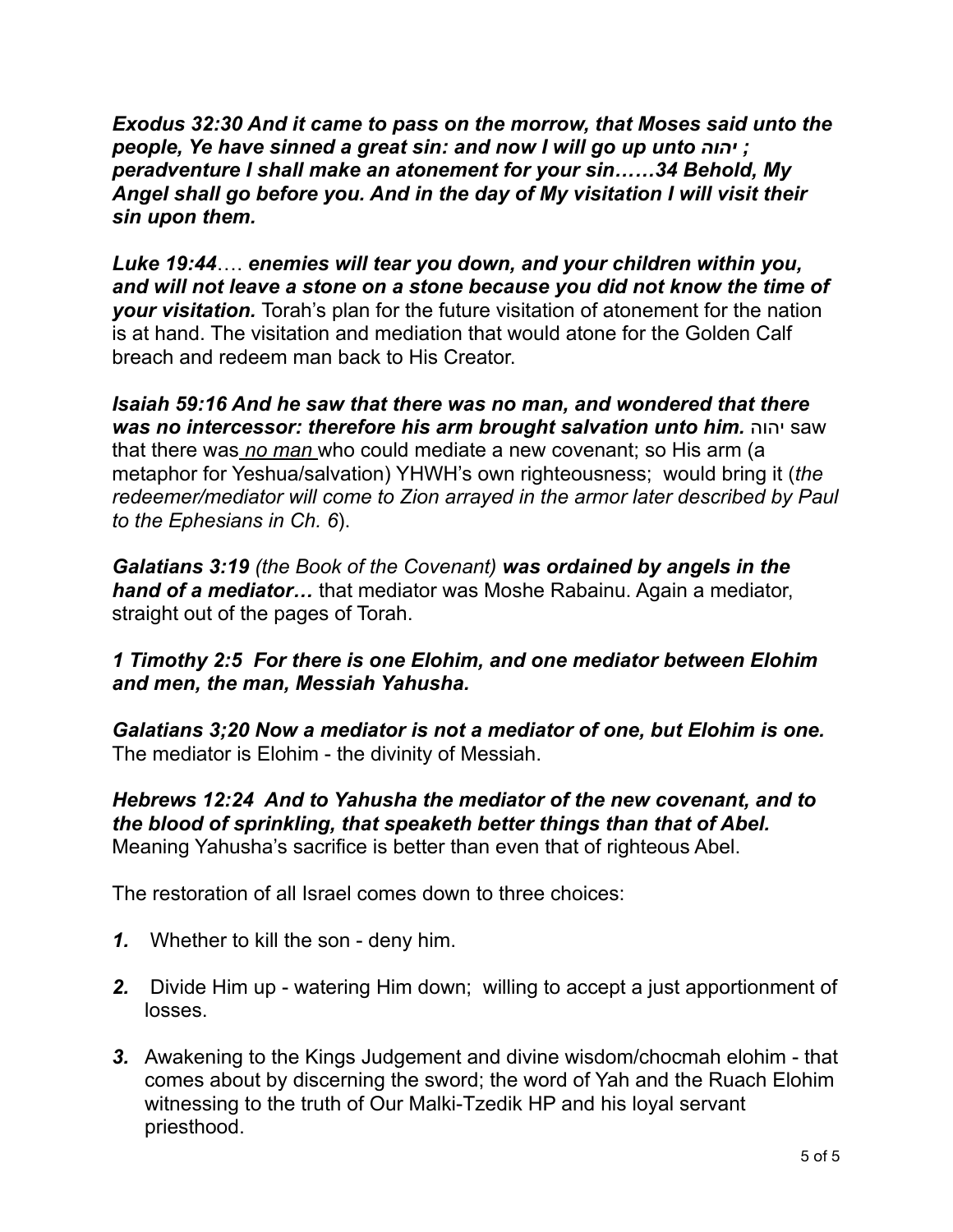***Exodus 32:30 And it came to pass on the morrow, that Moses said unto the people, Ye have sinned a great sin: and now I will go up unto יהוה ; peradventure I shall make an atonement for your sin……34 Behold, My Angel shall go before you. And in the day of My visitation I will visit their sin upon them.***

***Luke 19:44****….* ***enemies will tear you down, and your children within you, and will not leave a stone on a stone because you did not know the time of your visitation.*** Torah's plan for the future visitation of atonement for the nation is at hand. The visitation and mediation that would atone for the Golden Calf breach and redeem man back to His Creator.

***Isaiah 59:16 And he saw that there was no man, and wondered that there was no intercessor: therefore his arm brought salvation unto him.*** יהוה saw that there was *no man* who could mediate a new covenant; so His arm (a metaphor for Yeshua/salvation) YHWH's own righteousness; would bring it (*the redeemer/mediator will come to Zion arrayed in the armor later described by Paul to the Ephesians in Ch. 6*).

***Galatians 3:19*** *(the Book of the Covenant)* ***was ordained by angels in the hand of a mediator…*** that mediator was Moshe Rabainu. Again a mediator, straight out of the pages of Torah.

***1 Timothy 2:5 For there is one Elohim, and one mediator between Elohim and men, the man, Messiah Yahusha.***

***Galatians 3;20 Now a mediator is not a mediator of one, but Elohim is one.*** The mediator is Elohim - the divinity of Messiah.

***Hebrews 12:24 And to Yahusha the mediator of the new covenant, and to the blood of sprinkling, that speaketh better things than that of Abel.*** Meaning Yahusha's sacrifice is better than even that of righteous Abel.

The restoration of all Israel comes down to three choices:

1. Whether to kill the son - deny him.
2. Divide Him up - watering Him down; willing to accept a just apportionment of losses.
3. Awakening to the Kings Judgement and divine wisdom/chocmah elohim - that comes about by discerning the sword; the word of Yah and the Ruach Elohim witnessing to the truth of Our Malki-Tzedik HP and his loyal servant priesthood.